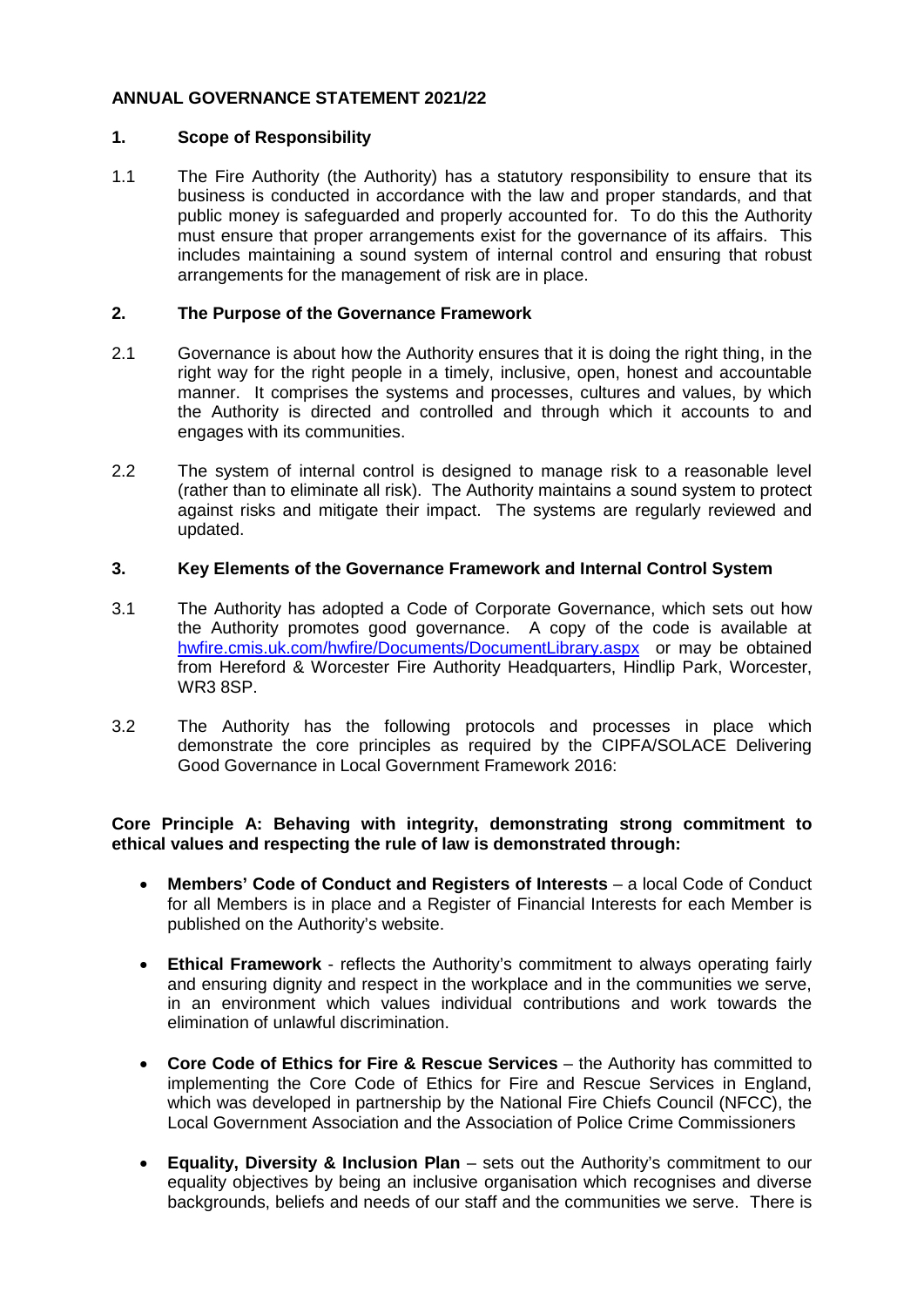# ANNUAL GOVERNANCE STATEMENT 2021/22

## 1. Scope of Responsibility

1.1 The Fire Authority (the Authority) has a statutory responsibility to ensure that its business is conducted in accordance with the law and proper standards, and that public money is safeguarded and properly accounted for. To do this the Authority must ensure that proper arrangements exist for the governance of its affairs. This includes maintaining a sound system of internal control and ensuring that robust arrangements for the management of risk are in place.

## 2. The Purpose of the Governance Framework

2.1 Governance is about how the Authority ensures that it is doing the right thing, in the right way for the right people in a timely, inclusive, open, honest and accountable manner. It comprises the systems and processes, cultures and values, by which the Authority is directed and controlled and through which it accounts to and engages with its communities.

2.2 The system of internal control is designed to manage risk to a reasonable level (rather than to eliminate all risk). The Authority maintains a sound system to protect against risks and mitigate their impact. The systems are regularly reviewed and updated.

## 3. Key Elements of the Governance Framework and Internal Control System

3.1 The Authority has adopted a Code of Corporate Governance, which sets out how the Authority promotes good governance. A copy of the code is available at [hwfire.cmis.uk.com/hwfire/Documents/DocumentLibrary.aspx](hwfire.cmis.uk.com/hwfire/Documents/DocumentLibrary.aspx) or may be obtained from Hereford & Worcester Fire Authority Headquarters, Hindlip Park, Worcester, WR3 8SP.

3.2 The Authority has the following protocols and processes in place which demonstrate the core principles as required by the CIPFA/SOLACE Delivering Good Governance in Local Government Framework 2016:

**Core Principle A: Behaving with integrity, demonstrating strong commitment to ethical values and respecting the rule of law is demonstrated through:**

- **Members' Code of Conduct and Registers of Interests** – a local Code of Conduct for all Members is in place and a Register of Financial Interests for each Member is published on the Authority's website.
- **Ethical Framework** - reflects the Authority's commitment to always operating fairly and ensuring dignity and respect in the workplace and in the communities we serve, in an environment which values individual contributions and work towards the elimination of unlawful discrimination.
- **Core Code of Ethics for Fire & Rescue Services** – the Authority has committed to implementing the Core Code of Ethics for Fire and Rescue Services in England, which was developed in partnership by the National Fire Chiefs Council (NFCC), the Local Government Association and the Association of Police Crime Commissioners
- **Equality, Diversity & Inclusion Plan** – sets out the Authority's commitment to our equality objectives by being an inclusive organisation which recognises and diverse backgrounds, beliefs and needs of our staff and the communities we serve. There is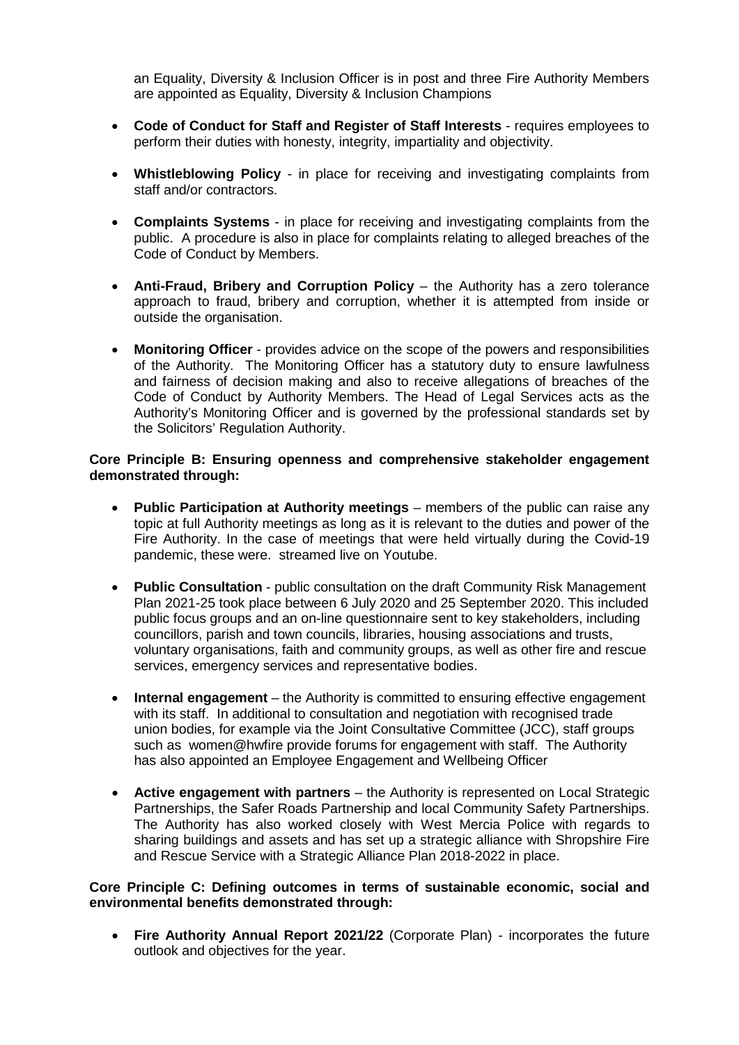an Equality, Diversity & Inclusion Officer is in post and three Fire Authority Members are appointed as Equality, Diversity & Inclusion Champions

- **Code of Conduct for Staff and Register of Staff Interests** - requires employees to perform their duties with honesty, integrity, impartiality and objectivity.

- **Whistleblowing Policy** - in place for receiving and investigating complaints from staff and/or contractors.

- **Complaints Systems** - in place for receiving and investigating complaints from the public. A procedure is also in place for complaints relating to alleged breaches of the Code of Conduct by Members.

- **Anti-Fraud, Bribery and Corruption Policy** – the Authority has a zero tolerance approach to fraud, bribery and corruption, whether it is attempted from inside or outside the organisation.

- **Monitoring Officer** - provides advice on the scope of the powers and responsibilities of the Authority. The Monitoring Officer has a statutory duty to ensure lawfulness and fairness of decision making and also to receive allegations of breaches of the Code of Conduct by Authority Members. The Head of Legal Services acts as the Authority's Monitoring Officer and is governed by the professional standards set by the Solicitors' Regulation Authority.

**Core Principle B: Ensuring openness and comprehensive stakeholder engagement demonstrated through:**

- **Public Participation at Authority meetings** – members of the public can raise any topic at full Authority meetings as long as it is relevant to the duties and power of the Fire Authority. In the case of meetings that were held virtually during the Covid-19 pandemic, these were. streamed live on Youtube.

- **Public Consultation** - public consultation on the draft Community Risk Management Plan 2021-25 took place between 6 July 2020 and 25 September 2020. This included public focus groups and an on-line questionnaire sent to key stakeholders, including councillors, parish and town councils, libraries, housing associations and trusts, voluntary organisations, faith and community groups, as well as other fire and rescue services, emergency services and representative bodies.

- **Internal engagement** – the Authority is committed to ensuring effective engagement with its staff. In additional to consultation and negotiation with recognised trade union bodies, for example via the Joint Consultative Committee (JCC), staff groups such as women@hwfire provide forums for engagement with staff. The Authority has also appointed an Employee Engagement and Wellbeing Officer

- **Active engagement with partners** – the Authority is represented on Local Strategic Partnerships, the Safer Roads Partnership and local Community Safety Partnerships. The Authority has also worked closely with West Mercia Police with regards to sharing buildings and assets and has set up a strategic alliance with Shropshire Fire and Rescue Service with a Strategic Alliance Plan 2018-2022 in place.

**Core Principle C: Defining outcomes in terms of sustainable economic, social and environmental benefits demonstrated through:**

- **Fire Authority Annual Report 2021/22** (Corporate Plan) - incorporates the future outlook and objectives for the year.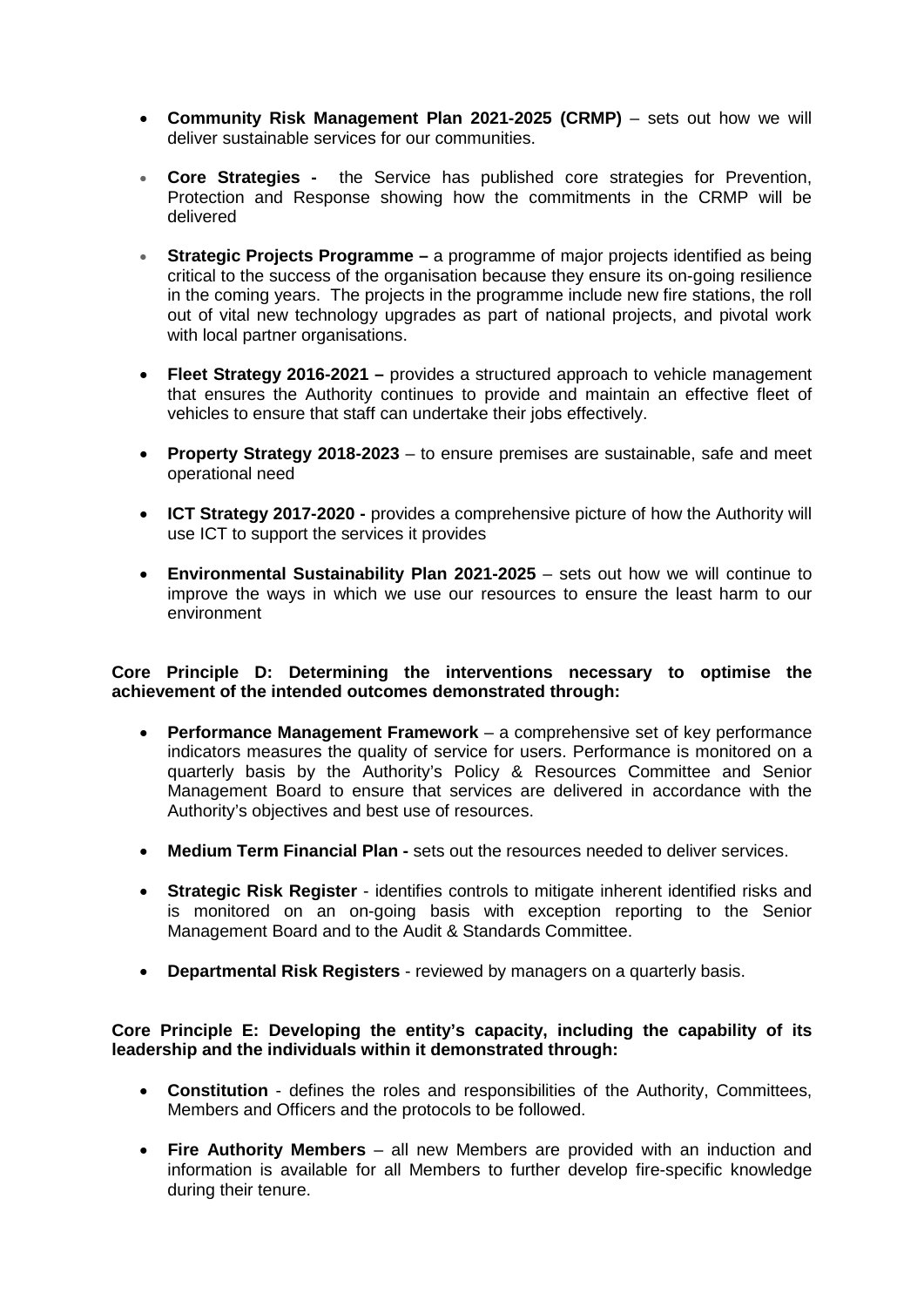- **Community Risk Management Plan 2021-2025 (CRMP)** – sets out how we will deliver sustainable services for our communities.

- **Core Strategies -** the Service has published core strategies for Prevention, Protection and Response showing how the commitments in the CRMP will be delivered

- **Strategic Projects Programme –** a programme of major projects identified as being critical to the success of the organisation because they ensure its on-going resilience in the coming years. The projects in the programme include new fire stations, the roll out of vital new technology upgrades as part of national projects, and pivotal work with local partner organisations.

- **Fleet Strategy 2016-2021 –** provides a structured approach to vehicle management that ensures the Authority continues to provide and maintain an effective fleet of vehicles to ensure that staff can undertake their jobs effectively.

- **Property Strategy 2018-2023** – to ensure premises are sustainable, safe and meet operational need

- **ICT Strategy 2017-2020 -** provides a comprehensive picture of how the Authority will use ICT to support the services it provides

- **Environmental Sustainability Plan 2021-2025** – sets out how we will continue to improve the ways in which we use our resources to ensure the least harm to our environment

**Core Principle D: Determining the interventions necessary to optimise the achievement of the intended outcomes demonstrated through:**

- **Performance Management Framework** – a comprehensive set of key performance indicators measures the quality of service for users. Performance is monitored on a quarterly basis by the Authority's Policy & Resources Committee and Senior Management Board to ensure that services are delivered in accordance with the Authority's objectives and best use of resources.

- **Medium Term Financial Plan -** sets out the resources needed to deliver services.

- **Strategic Risk Register** - identifies controls to mitigate inherent identified risks and is monitored on an on-going basis with exception reporting to the Senior Management Board and to the Audit & Standards Committee.

- **Departmental Risk Registers** - reviewed by managers on a quarterly basis.

**Core Principle E: Developing the entity's capacity, including the capability of its leadership and the individuals within it demonstrated through:**

- **Constitution** - defines the roles and responsibilities of the Authority, Committees, Members and Officers and the protocols to be followed.

- **Fire Authority Members** – all new Members are provided with an induction and information is available for all Members to further develop fire-specific knowledge during their tenure.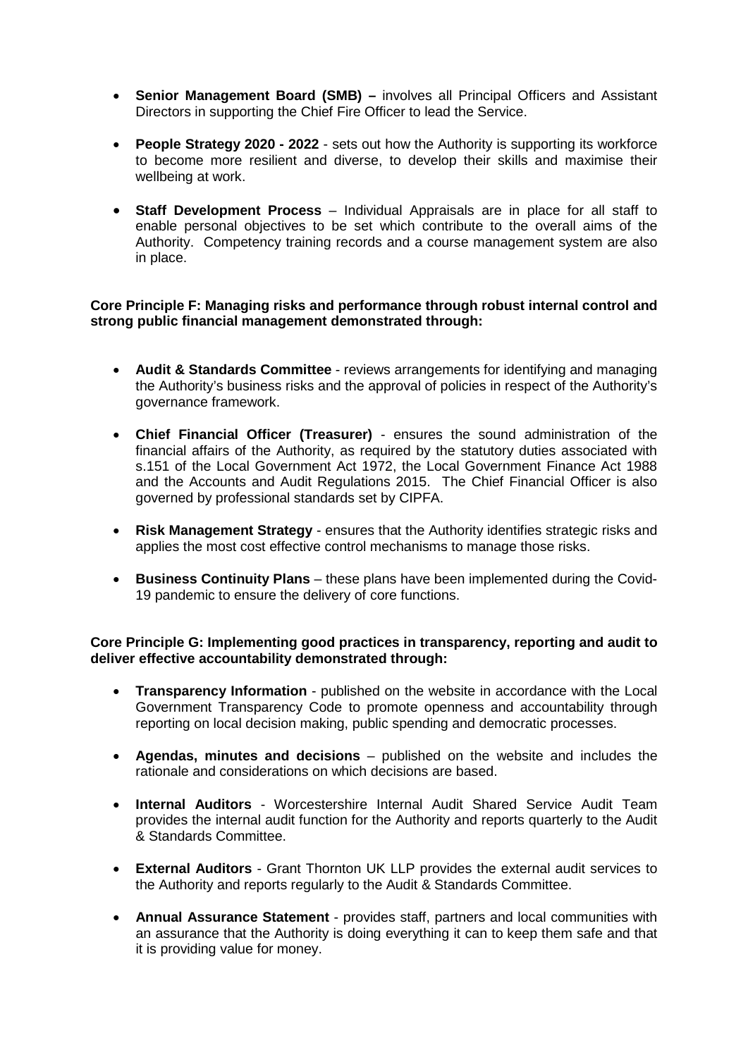- **Senior Management Board (SMB) –** involves all Principal Officers and Assistant Directors in supporting the Chief Fire Officer to lead the Service.

- **People Strategy 2020 - 2022** - sets out how the Authority is supporting its workforce to become more resilient and diverse, to develop their skills and maximise their wellbeing at work.

- **Staff Development Process** – Individual Appraisals are in place for all staff to enable personal objectives to be set which contribute to the overall aims of the Authority. Competency training records and a course management system are also in place.

**Core Principle F: Managing risks and performance through robust internal control and strong public financial management demonstrated through:**

- **Audit & Standards Committee** - reviews arrangements for identifying and managing the Authority's business risks and the approval of policies in respect of the Authority's governance framework.

- **Chief Financial Officer (Treasurer)** - ensures the sound administration of the financial affairs of the Authority, as required by the statutory duties associated with s.151 of the Local Government Act 1972, the Local Government Finance Act 1988 and the Accounts and Audit Regulations 2015. The Chief Financial Officer is also governed by professional standards set by CIPFA.

- **Risk Management Strategy** - ensures that the Authority identifies strategic risks and applies the most cost effective control mechanisms to manage those risks.

- **Business Continuity Plans** – these plans have been implemented during the Covid-19 pandemic to ensure the delivery of core functions.

**Core Principle G: Implementing good practices in transparency, reporting and audit to deliver effective accountability demonstrated through:**

- **Transparency Information** - published on the website in accordance with the Local Government Transparency Code to promote openness and accountability through reporting on local decision making, public spending and democratic processes.

- **Agendas, minutes and decisions** – published on the website and includes the rationale and considerations on which decisions are based.

- **Internal Auditors** - Worcestershire Internal Audit Shared Service Audit Team provides the internal audit function for the Authority and reports quarterly to the Audit & Standards Committee.

- **External Auditors** - Grant Thornton UK LLP provides the external audit services to the Authority and reports regularly to the Audit & Standards Committee.

- **Annual Assurance Statement** - provides staff, partners and local communities with an assurance that the Authority is doing everything it can to keep them safe and that it is providing value for money.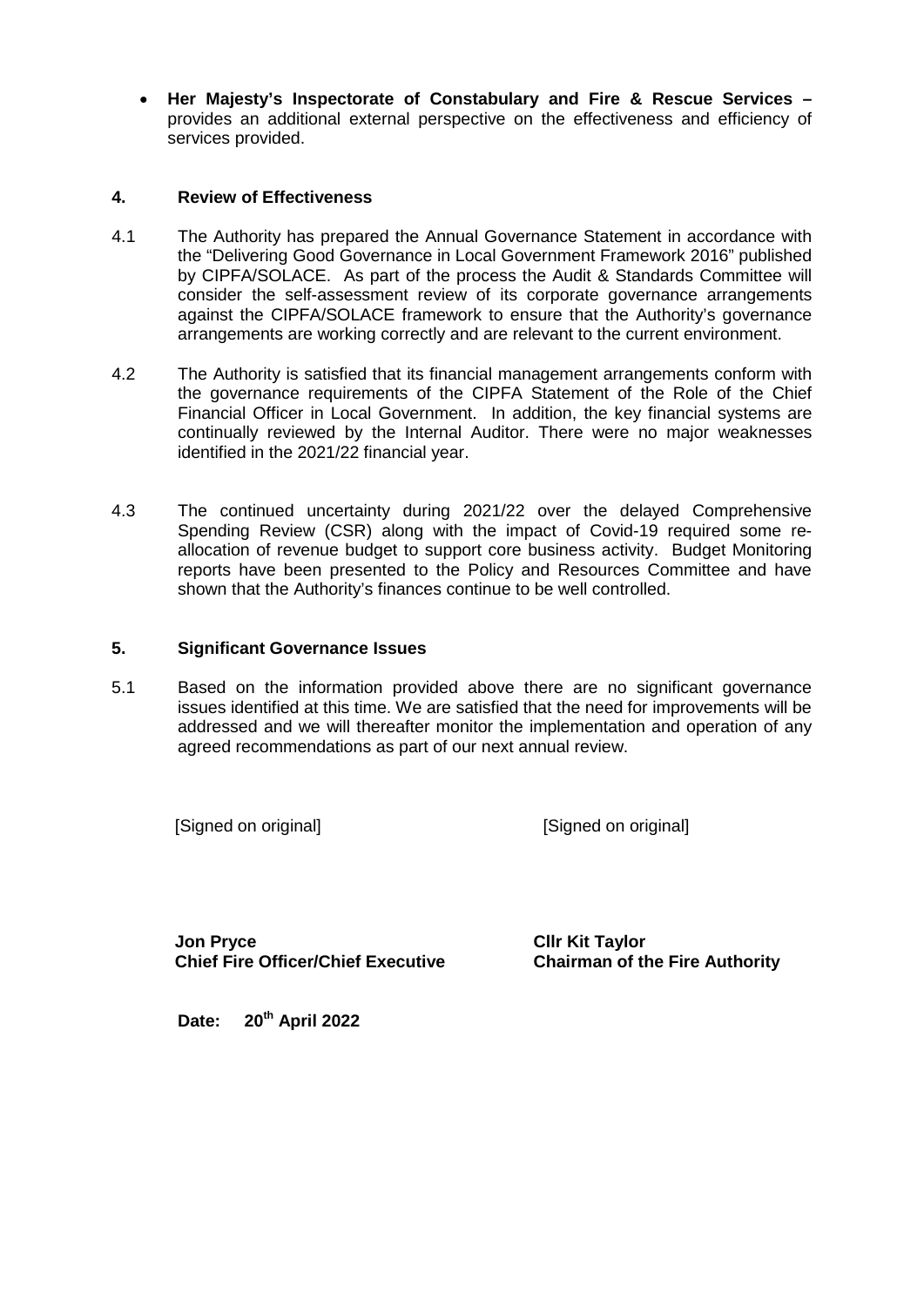- **Her Majesty's Inspectorate of Constabulary and Fire & Rescue Services –** provides an additional external perspective on the effectiveness and efficiency of services provided.

## 4. Review of Effectiveness

4.1 The Authority has prepared the Annual Governance Statement in accordance with the "Delivering Good Governance in Local Government Framework 2016" published by CIPFA/SOLACE. As part of the process the Audit & Standards Committee will consider the self-assessment review of its corporate governance arrangements against the CIPFA/SOLACE framework to ensure that the Authority's governance arrangements are working correctly and are relevant to the current environment.

4.2 The Authority is satisfied that its financial management arrangements conform with the governance requirements of the CIPFA Statement of the Role of the Chief Financial Officer in Local Government. In addition, the key financial systems are continually reviewed by the Internal Auditor. There were no major weaknesses identified in the 2021/22 financial year.

4.3 The continued uncertainty during 2021/22 over the delayed Comprehensive Spending Review (CSR) along with the impact of Covid-19 required some re-allocation of revenue budget to support core business activity. Budget Monitoring reports have been presented to the Policy and Resources Committee and have shown that the Authority's finances continue to be well controlled.

## 5. Significant Governance Issues

5.1 Based on the information provided above there are no significant governance issues identified at this time. We are satisfied that the need for improvements will be addressed and we will thereafter monitor the implementation and operation of any agreed recommendations as part of our next annual review.

| | |
|---|---|
| [Signed on original] | [Signed on original] |
| **Jon Pryce**<br>**Chief Fire Officer/Chief Executive** | **Cllr Kit Taylor**<br>**Chairman of the Fire Authority** |

**Date: 20th April 2022**